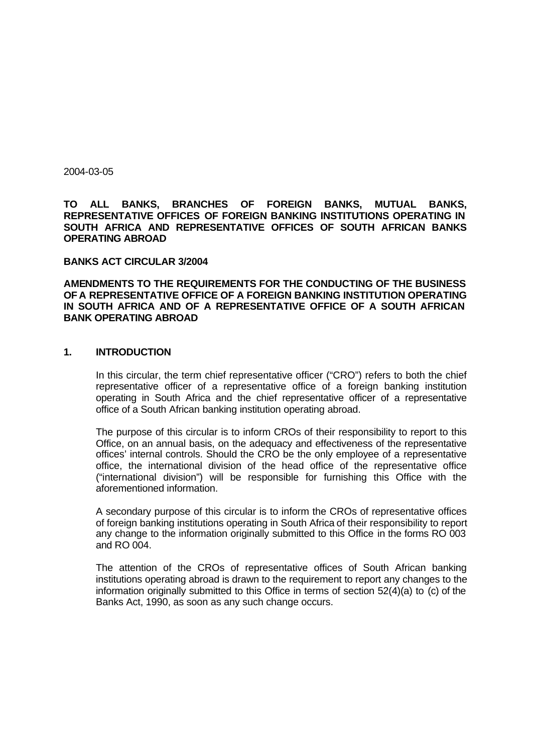2004-03-05

**TO ALL BANKS, BRANCHES OF FOREIGN BANKS, MUTUAL BANKS, REPRESENTATIVE OFFICES OF FOREIGN BANKING INSTITUTIONS OPERATING IN SOUTH AFRICA AND REPRESENTATIVE OFFICES OF SOUTH AFRICAN BANKS OPERATING ABROAD**

**BANKS ACT CIRCULAR 3/2004**

**AMENDMENTS TO THE REQUIREMENTS FOR THE CONDUCTING OF THE BUSINESS OF A REPRESENTATIVE OFFICE OF A FOREIGN BANKING INSTITUTION OPERATING IN SOUTH AFRICA AND OF A REPRESENTATIVE OFFICE OF A SOUTH AFRICAN BANK OPERATING ABROAD**

## 1. INTRODUCTION

In this circular, the term chief representative officer ("CRO") refers to both the chief representative officer of a representative office of a foreign banking institution operating in South Africa and the chief representative officer of a representative office of a South African banking institution operating abroad.

The purpose of this circular is to inform CROs of their responsibility to report to this Office, on an annual basis, on the adequacy and effectiveness of the representative offices' internal controls. Should the CRO be the only employee of a representative office, the international division of the head office of the representative office ("international division") will be responsible for furnishing this Office with the aforementioned information.

A secondary purpose of this circular is to inform the CROs of representative offices of foreign banking institutions operating in South Africa of their responsibility to report any change to the information originally submitted to this Office in the forms RO 003 and RO 004.

The attention of the CROs of representative offices of South African banking institutions operating abroad is drawn to the requirement to report any changes to the information originally submitted to this Office in terms of section 52(4)(a) to (c) of the Banks Act, 1990, as soon as any such change occurs.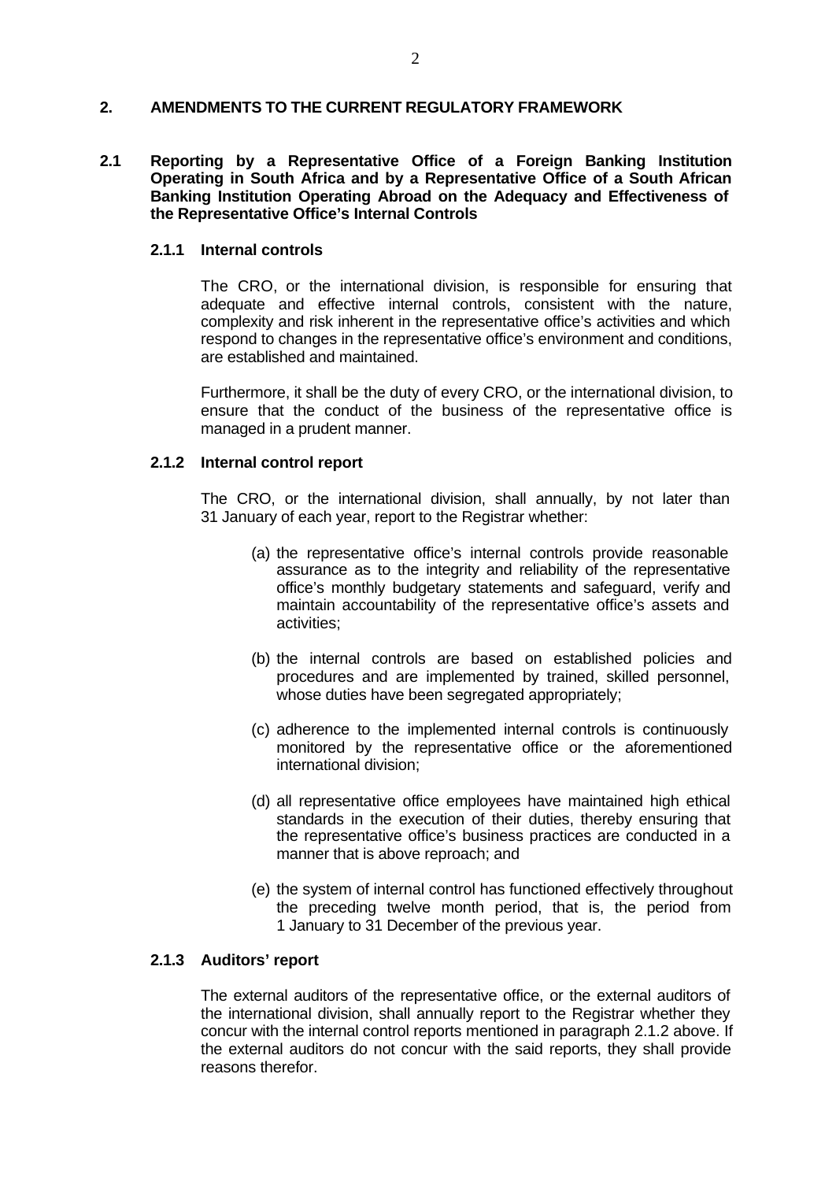## 2. AMENDMENTS TO THE CURRENT REGULATORY FRAMEWORK

### 2.1 Reporting by a Representative Office of a Foreign Banking Institution Operating in South Africa and by a Representative Office of a South African Banking Institution Operating Abroad on the Adequacy and Effectiveness of the Representative Office's Internal Controls

#### 2.1.1 Internal controls

The CRO, or the international division, is responsible for ensuring that adequate and effective internal controls, consistent with the nature, complexity and risk inherent in the representative office's activities and which respond to changes in the representative office's environment and conditions, are established and maintained.

Furthermore, it shall be the duty of every CRO, or the international division, to ensure that the conduct of the business of the representative office is managed in a prudent manner.

#### 2.1.2 Internal control report

The CRO, or the international division, shall annually, by not later than 31 January of each year, report to the Registrar whether:

(a) the representative office's internal controls provide reasonable assurance as to the integrity and reliability of the representative office's monthly budgetary statements and safeguard, verify and maintain accountability of the representative office's assets and activities;

(b) the internal controls are based on established policies and procedures and are implemented by trained, skilled personnel, whose duties have been segregated appropriately;

(c) adherence to the implemented internal controls is continuously monitored by the representative office or the aforementioned international division;

(d) all representative office employees have maintained high ethical standards in the execution of their duties, thereby ensuring that the representative office's business practices are conducted in a manner that is above reproach; and

(e) the system of internal control has functioned effectively throughout the preceding twelve month period, that is, the period from 1 January to 31 December of the previous year.

#### 2.1.3 Auditors' report

The external auditors of the representative office, or the external auditors of the international division, shall annually report to the Registrar whether they concur with the internal control reports mentioned in paragraph 2.1.2 above. If the external auditors do not concur with the said reports, they shall provide reasons therefor.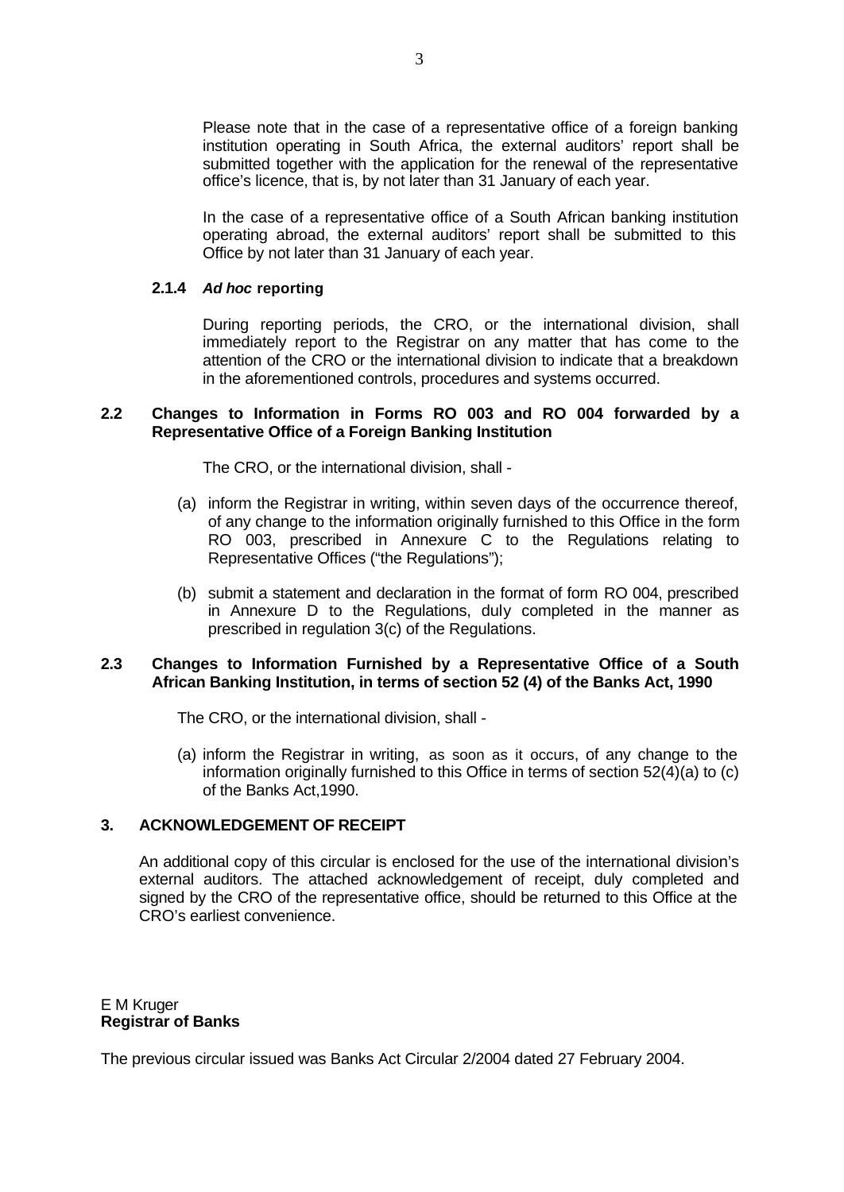Please note that in the case of a representative office of a foreign banking institution operating in South Africa, the external auditors' report shall be submitted together with the application for the renewal of the representative office's licence, that is, by not later than 31 January of each year.

In the case of a representative office of a South African banking institution operating abroad, the external auditors' report shall be submitted to this Office by not later than 31 January of each year.

#### 2.1.4 *Ad hoc* reporting

During reporting periods, the CRO, or the international division, shall immediately report to the Registrar on any matter that has come to the attention of the CRO or the international division to indicate that a breakdown in the aforementioned controls, procedures and systems occurred.

### 2.2 Changes to Information in Forms RO 003 and RO 004 forwarded by a Representative Office of a Foreign Banking Institution

The CRO, or the international division, shall -

(a) inform the Registrar in writing, within seven days of the occurrence thereof, of any change to the information originally furnished to this Office in the form RO 003, prescribed in Annexure C to the Regulations relating to Representative Offices ("the Regulations");

(b) submit a statement and declaration in the format of form RO 004, prescribed in Annexure D to the Regulations, duly completed in the manner as prescribed in regulation 3(c) of the Regulations.

### 2.3 Changes to Information Furnished by a Representative Office of a South African Banking Institution, in terms of section 52 (4) of the Banks Act, 1990

The CRO, or the international division, shall -

(a) inform the Registrar in writing, as soon as it occurs, of any change to the information originally furnished to this Office in terms of section 52(4)(a) to (c) of the Banks Act,1990.

## 3. ACKNOWLEDGEMENT OF RECEIPT

An additional copy of this circular is enclosed for the use of the international division's external auditors. The attached acknowledgement of receipt, duly completed and signed by the CRO of the representative office, should be returned to this Office at the CRO's earliest convenience.

E M Kruger
**Registrar of Banks**

The previous circular issued was Banks Act Circular 2/2004 dated 27 February 2004.